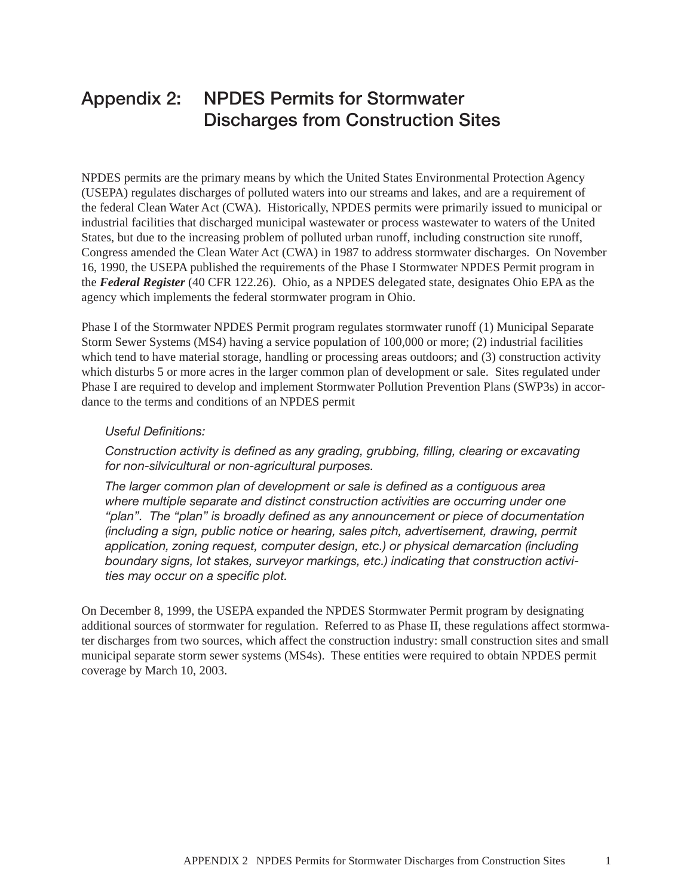# Appendix 2: NPDES Permits for Stormwater Discharges from Construction Sites

NPDES permits are the primary means by which the United States Environmental Protection Agency (USEPA) regulates discharges of polluted waters into our streams and lakes, and are a requirement of the federal Clean Water Act (CWA). Historically, NPDES permits were primarily issued to municipal or industrial facilities that discharged municipal wastewater or process wastewater to waters of the United States, but due to the increasing problem of polluted urban runoff, including construction site runoff, Congress amended the Clean Water Act (CWA) in 1987 to address stormwater discharges. On November 16, 1990, the USEPA published the requirements of the Phase I Stormwater NPDES Permit program in the ***Federal Register*** (40 CFR 122.26). Ohio, as a NPDES delegated state, designates Ohio EPA as the agency which implements the federal stormwater program in Ohio.

Phase I of the Stormwater NPDES Permit program regulates stormwater runoff (1) Municipal Separate Storm Sewer Systems (MS4) having a service population of 100,000 or more; (2) industrial facilities which tend to have material storage, handling or processing areas outdoors; and (3) construction activity which disturbs 5 or more acres in the larger common plan of development or sale. Sites regulated under Phase I are required to develop and implement Stormwater Pollution Prevention Plans (SWP3s) in accordance to the terms and conditions of an NPDES permit

> *Useful Definitions:*
>
> *Construction activity is defined as any grading, grubbing, filling, clearing or excavating for non-silvicultural or non-agricultural purposes.*
>
> *The larger common plan of development or sale is defined as a contiguous area where multiple separate and distinct construction activities are occurring under one "plan". The "plan" is broadly defined as any announcement or piece of documentation (including a sign, public notice or hearing, sales pitch, advertisement, drawing, permit application, zoning request, computer design, etc.) or physical demarcation (including boundary signs, lot stakes, surveyor markings, etc.) indicating that construction activities may occur on a specific plot.*

On December 8, 1999, the USEPA expanded the NPDES Stormwater Permit program by designating additional sources of stormwater for regulation. Referred to as Phase II, these regulations affect stormwater discharges from two sources, which affect the construction industry: small construction sites and small municipal separate storm sewer systems (MS4s). These entities were required to obtain NPDES permit coverage by March 10, 2003.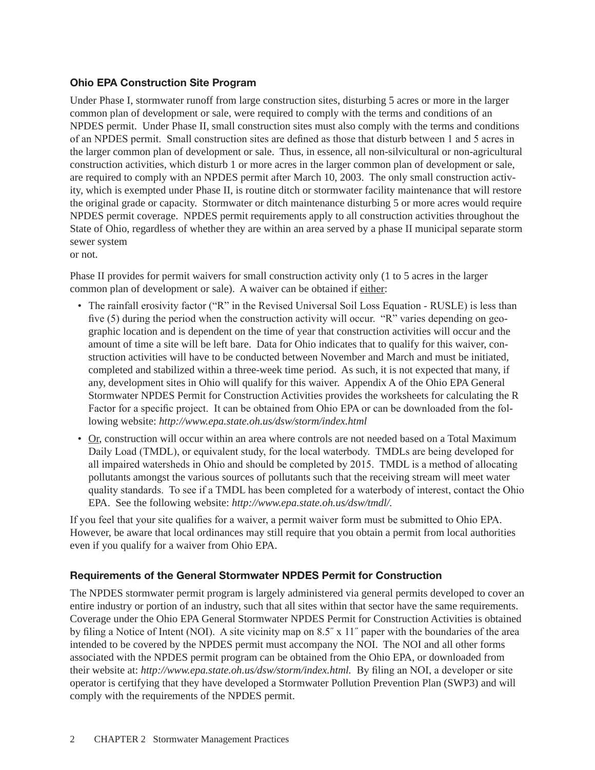### Ohio EPA Construction Site Program

Under Phase I, stormwater runoff from large construction sites, disturbing 5 acres or more in the larger common plan of development or sale, were required to comply with the terms and conditions of an NPDES permit. Under Phase II, small construction sites must also comply with the terms and conditions of an NPDES permit. Small construction sites are defined as those that disturb between 1 and 5 acres in the larger common plan of development or sale. Thus, in essence, all non-silvicultural or non-agricultural construction activities, which disturb 1 or more acres in the larger common plan of development or sale, are required to comply with an NPDES permit after March 10, 2003. The only small construction activity, which is exempted under Phase II, is routine ditch or stormwater facility maintenance that will restore the original grade or capacity. Stormwater or ditch maintenance disturbing 5 or more acres would require NPDES permit coverage. NPDES permit requirements apply to all construction activities throughout the State of Ohio, regardless of whether they are within an area served by a phase II municipal separate storm sewer system
or not.

Phase II provides for permit waivers for small construction activity only (1 to 5 acres in the larger common plan of development or sale). A waiver can be obtained if either:

- The rainfall erosivity factor ("R" in the Revised Universal Soil Loss Equation - RUSLE) is less than five (5) during the period when the construction activity will occur. "R" varies depending on geographic location and is dependent on the time of year that construction activities will occur and the amount of time a site will be left bare. Data for Ohio indicates that to qualify for this waiver, construction activities will have to be conducted between November and March and must be initiated, completed and stabilized within a three-week time period. As such, it is not expected that many, if any, development sites in Ohio will qualify for this waiver. Appendix A of the Ohio EPA General Stormwater NPDES Permit for Construction Activities provides the worksheets for calculating the R Factor for a specific project. It can be obtained from Ohio EPA or can be downloaded from the following website: *http://www.epa.state.oh.us/dsw/storm/index.html*
- Or, construction will occur within an area where controls are not needed based on a Total Maximum Daily Load (TMDL), or equivalent study, for the local waterbody. TMDLs are being developed for all impaired watersheds in Ohio and should be completed by 2015. TMDL is a method of allocating pollutants amongst the various sources of pollutants such that the receiving stream will meet water quality standards. To see if a TMDL has been completed for a waterbody of interest, contact the Ohio EPA. See the following website: *http://www.epa.state.oh.us/dsw/tmdl/*.

If you feel that your site qualifies for a waiver, a permit waiver form must be submitted to Ohio EPA. However, be aware that local ordinances may still require that you obtain a permit from local authorities even if you qualify for a waiver from Ohio EPA.

### Requirements of the General Stormwater NPDES Permit for Construction

The NPDES stormwater permit program is largely administered via general permits developed to cover an entire industry or portion of an industry, such that all sites within that sector have the same requirements. Coverage under the Ohio EPA General Stormwater NPDES Permit for Construction Activities is obtained by filing a Notice of Intent (NOI). A site vicinity map on 8.5″ x 11″ paper with the boundaries of the area intended to be covered by the NPDES permit must accompany the NOI. The NOI and all other forms associated with the NPDES permit program can be obtained from the Ohio EPA, or downloaded from their website at: *http://www.epa.state.oh.us/dsw/storm/index.html.* By filing an NOI, a developer or site operator is certifying that they have developed a Stormwater Pollution Prevention Plan (SWP3) and will comply with the requirements of the NPDES permit.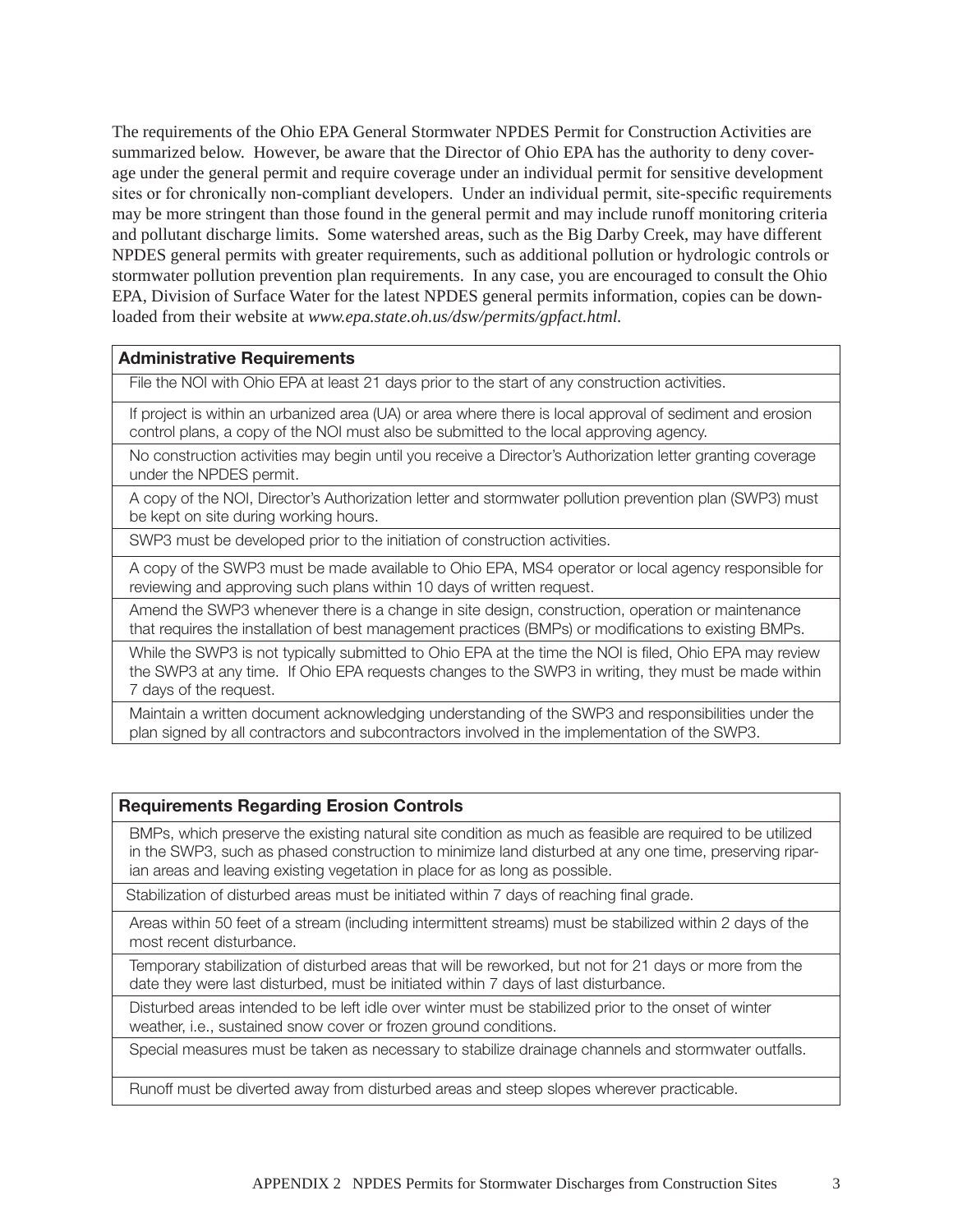The requirements of the Ohio EPA General Stormwater NPDES Permit for Construction Activities are summarized below. However, be aware that the Director of Ohio EPA has the authority to deny coverage under the general permit and require coverage under an individual permit for sensitive development sites or for chronically non-compliant developers. Under an individual permit, site-specific requirements may be more stringent than those found in the general permit and may include runoff monitoring criteria and pollutant discharge limits. Some watershed areas, such as the Big Darby Creek, may have different NPDES general permits with greater requirements, such as additional pollution or hydrologic controls or stormwater pollution prevention plan requirements. In any case, you are encouraged to consult the Ohio EPA, Division of Surface Water for the latest NPDES general permits information, copies can be downloaded from their website at *www.epa.state.oh.us/dsw/permits/gpfact.html.*

| **Administrative Requirements** |
| --- |
| File the NOI with Ohio EPA at least 21 days prior to the start of any construction activities. |
| If project is within an urbanized area (UA) or area where there is local approval of sediment and erosion control plans, a copy of the NOI must also be submitted to the local approving agency. |
| No construction activities may begin until you receive a Director's Authorization letter granting coverage under the NPDES permit. |
| A copy of the NOI, Director's Authorization letter and stormwater pollution prevention plan (SWP3) must be kept on site during working hours. |
| SWP3 must be developed prior to the initiation of construction activities. |
| A copy of the SWP3 must be made available to Ohio EPA, MS4 operator or local agency responsible for reviewing and approving such plans within 10 days of written request. |
| Amend the SWP3 whenever there is a change in site design, construction, operation or maintenance that requires the installation of best management practices (BMPs) or modifications to existing BMPs. |
| While the SWP3 is not typically submitted to Ohio EPA at the time the NOI is filed, Ohio EPA may review the SWP3 at any time. If Ohio EPA requests changes to the SWP3 in writing, they must be made within 7 days of the request. |
| Maintain a written document acknowledging understanding of the SWP3 and responsibilities under the plan signed by all contractors and subcontractors involved in the implementation of the SWP3. |

| **Requirements Regarding Erosion Controls** |
| --- |
| BMPs, which preserve the existing natural site condition as much as feasible are required to be utilized in the SWP3, such as phased construction to minimize land disturbed at any one time, preserving riparian areas and leaving existing vegetation in place for as long as possible. |
| Stabilization of disturbed areas must be initiated within 7 days of reaching final grade. |
| Areas within 50 feet of a stream (including intermittent streams) must be stabilized within 2 days of the most recent disturbance. |
| Temporary stabilization of disturbed areas that will be reworked, but not for 21 days or more from the date they were last disturbed, must be initiated within 7 days of last disturbance. |
| Disturbed areas intended to be left idle over winter must be stabilized prior to the onset of winter weather, i.e., sustained snow cover or frozen ground conditions. |
| Special measures must be taken as necessary to stabilize drainage channels and stormwater outfalls. |
| Runoff must be diverted away from disturbed areas and steep slopes wherever practicable. |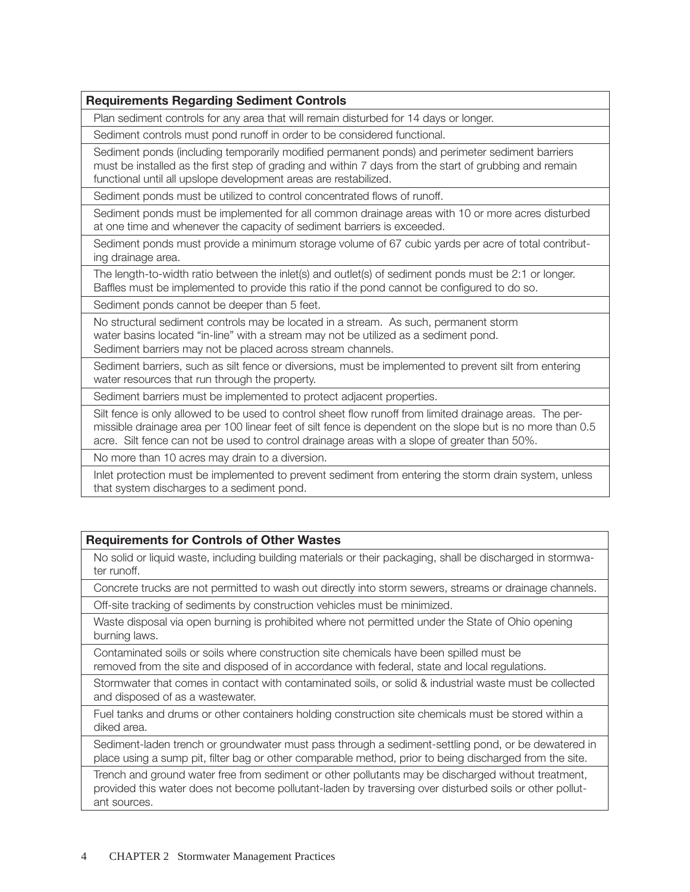| Requirements Regarding Sediment Controls |
|---|
| Plan sediment controls for any area that will remain disturbed for 14 days or longer. |
| Sediment controls must pond runoff in order to be considered functional. |
| Sediment ponds (including temporarily modified permanent ponds) and perimeter sediment barriers must be installed as the first step of grading and within 7 days from the start of grubbing and remain functional until all upslope development areas are restabilized. |
| Sediment ponds must be utilized to control concentrated flows of runoff. |
| Sediment ponds must be implemented for all common drainage areas with 10 or more acres disturbed at one time and whenever the capacity of sediment barriers is exceeded. |
| Sediment ponds must provide a minimum storage volume of 67 cubic yards per acre of total contributing drainage area. |
| The length-to-width ratio between the inlet(s) and outlet(s) of sediment ponds must be 2:1 or longer. Baffles must be implemented to provide this ratio if the pond cannot be configured to do so. |
| Sediment ponds cannot be deeper than 5 feet. |
| No structural sediment controls may be located in a stream. As such, permanent storm water basins located "in-line" with a stream may not be utilized as a sediment pond. Sediment barriers may not be placed across stream channels. |
| Sediment barriers, such as silt fence or diversions, must be implemented to prevent silt from entering water resources that run through the property. |
| Sediment barriers must be implemented to protect adjacent properties. |
| Silt fence is only allowed to be used to control sheet flow runoff from limited drainage areas. The permissible drainage area per 100 linear feet of silt fence is dependent on the slope but is no more than 0.5 acre. Silt fence can not be used to control drainage areas with a slope of greater than 50%. |
| No more than 10 acres may drain to a diversion. |
| Inlet protection must be implemented to prevent sediment from entering the storm drain system, unless that system discharges to a sediment pond. |

| Requirements for Controls of Other Wastes |
|---|
| No solid or liquid waste, including building materials or their packaging, shall be discharged in stormwater runoff. |
| Concrete trucks are not permitted to wash out directly into storm sewers, streams or drainage channels. |
| Off-site tracking of sediments by construction vehicles must be minimized. |
| Waste disposal via open burning is prohibited where not permitted under the State of Ohio opening burning laws. |
| Contaminated soils or soils where construction site chemicals have been spilled must be removed from the site and disposed of in accordance with federal, state and local regulations. |
| Stormwater that comes in contact with contaminated soils, or solid & industrial waste must be collected and disposed of as a wastewater. |
| Fuel tanks and drums or other containers holding construction site chemicals must be stored within a diked area. |
| Sediment-laden trench or groundwater must pass through a sediment-settling pond, or be dewatered in place using a sump pit, filter bag or other comparable method, prior to being discharged from the site. |
| Trench and ground water free from sediment or other pollutants may be discharged without treatment, provided this water does not become pollutant-laden by traversing over disturbed soils or other pollutant sources. |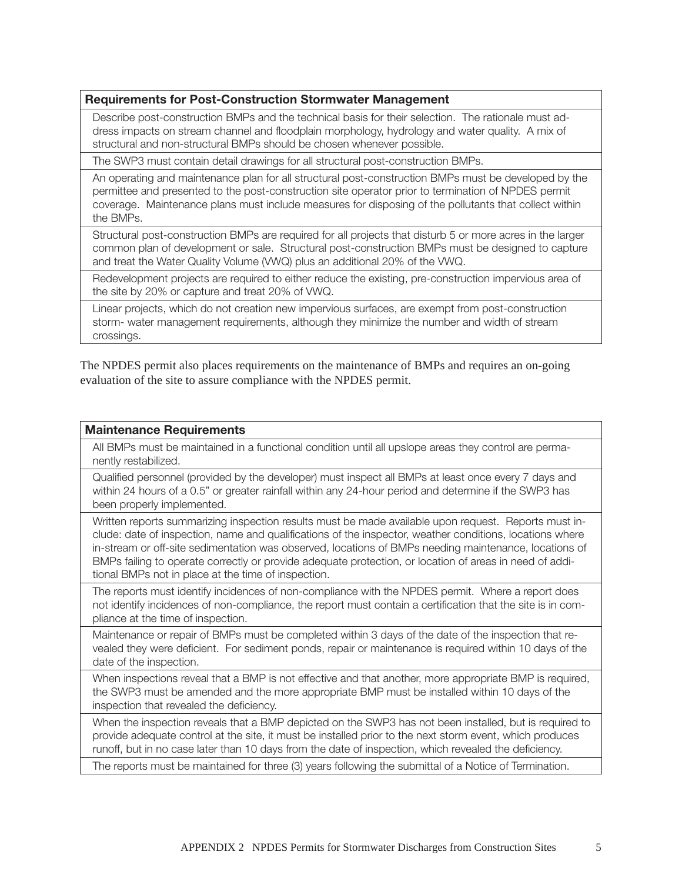| Requirements for Post-Construction Stormwater Management |
| --- |
| Describe post-construction BMPs and the technical basis for their selection. The rationale must address impacts on stream channel and floodplain morphology, hydrology and water quality. A mix of structural and non-structural BMPs should be chosen whenever possible. |
| The SWP3 must contain detail drawings for all structural post-construction BMPs. |
| An operating and maintenance plan for all structural post-construction BMPs must be developed by the permittee and presented to the post-construction site operator prior to termination of NPDES permit coverage. Maintenance plans must include measures for disposing of the pollutants that collect within the BMPs. |
| Structural post-construction BMPs are required for all projects that disturb 5 or more acres in the larger common plan of development or sale. Structural post-construction BMPs must be designed to capture and treat the Water Quality Volume (VWQ) plus an additional 20% of the VWQ. |
| Redevelopment projects are required to either reduce the existing, pre-construction impervious area of the site by 20% or capture and treat 20% of VWQ. |
| Linear projects, which do not creation new impervious surfaces, are exempt from post-construction storm- water management requirements, although they minimize the number and width of stream crossings. |

The NPDES permit also places requirements on the maintenance of BMPs and requires an on-going evaluation of the site to assure compliance with the NPDES permit.

| Maintenance Requirements |
| --- |
| All BMPs must be maintained in a functional condition until all upslope areas they control are permanently restabilized. |
| Qualified personnel (provided by the developer) must inspect all BMPs at least once every 7 days and within 24 hours of a 0.5" or greater rainfall within any 24-hour period and determine if the SWP3 has been properly implemented. |
| Written reports summarizing inspection results must be made available upon request. Reports must include: date of inspection, name and qualifications of the inspector, weather conditions, locations where in-stream or off-site sedimentation was observed, locations of BMPs needing maintenance, locations of BMPs failing to operate correctly or provide adequate protection, or location of areas in need of additional BMPs not in place at the time of inspection. |
| The reports must identify incidences of non-compliance with the NPDES permit. Where a report does not identify incidences of non-compliance, the report must contain a certification that the site is in compliance at the time of inspection. |
| Maintenance or repair of BMPs must be completed within 3 days of the date of the inspection that revealed they were deficient. For sediment ponds, repair or maintenance is required within 10 days of the date of the inspection. |
| When inspections reveal that a BMP is not effective and that another, more appropriate BMP is required, the SWP3 must be amended and the more appropriate BMP must be installed within 10 days of the inspection that revealed the deficiency. |
| When the inspection reveals that a BMP depicted on the SWP3 has not been installed, but is required to provide adequate control at the site, it must be installed prior to the next storm event, which produces runoff, but in no case later than 10 days from the date of inspection, which revealed the deficiency. |
| The reports must be maintained for three (3) years following the submittal of a Notice of Termination. |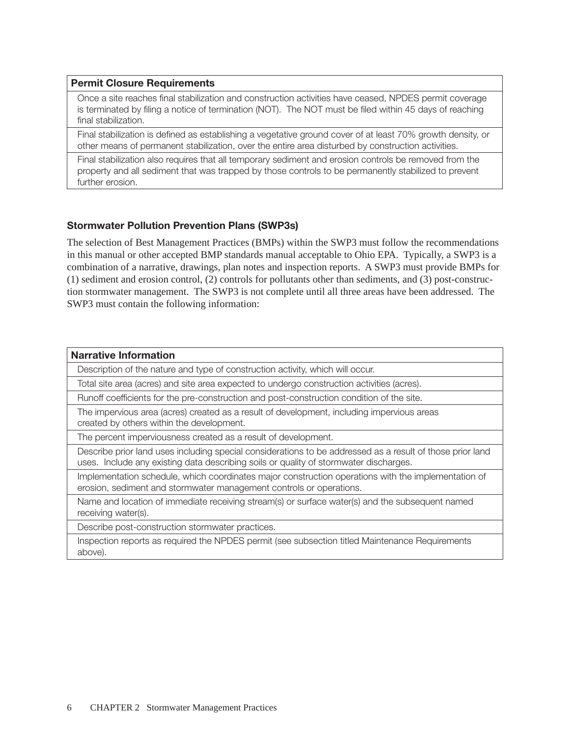| Permit Closure Requirements |
|---|
| Once a site reaches final stabilization and construction activities have ceased, NPDES permit coverage is terminated by filing a notice of termination (NOT). The NOT must be filed within 45 days of reaching final stabilization. |
| Final stabilization is defined as establishing a vegetative ground cover of at least 70% growth density, or other means of permanent stabilization, over the entire area disturbed by construction activities. |
| Final stabilization also requires that all temporary sediment and erosion controls be removed from the property and all sediment that was trapped by those controls to be permanently stabilized to prevent further erosion. |

### Stormwater Pollution Prevention Plans (SWP3s)

The selection of Best Management Practices (BMPs) within the SWP3 must follow the recommendations in this manual or other accepted BMP standards manual acceptable to Ohio EPA. Typically, a SWP3 is a combination of a narrative, drawings, plan notes and inspection reports. A SWP3 must provide BMPs for (1) sediment and erosion control, (2) controls for pollutants other than sediments, and (3) post-construction stormwater management. The SWP3 is not complete until all three areas have been addressed. The SWP3 must contain the following information:

| Narrative Information |
|---|
| Description of the nature and type of construction activity, which will occur. |
| Total site area (acres) and site area expected to undergo construction activities (acres). |
| Runoff coefficients for the pre-construction and post-construction condition of the site. |
| The impervious area (acres) created as a result of development, including impervious areas created by others within the development. |
| The percent imperviousness created as a result of development. |
| Describe prior land uses including special considerations to be addressed as a result of those prior land uses. Include any existing data describing soils or quality of stormwater discharges. |
| Implementation schedule, which coordinates major construction operations with the implementation of erosion, sediment and stormwater management controls or operations. |
| Name and location of immediate receiving stream(s) or surface water(s) and the subsequent named receiving water(s). |
| Describe post-construction stormwater practices. |
| Inspection reports as required the NPDES permit (see subsection titled Maintenance Requirements above). |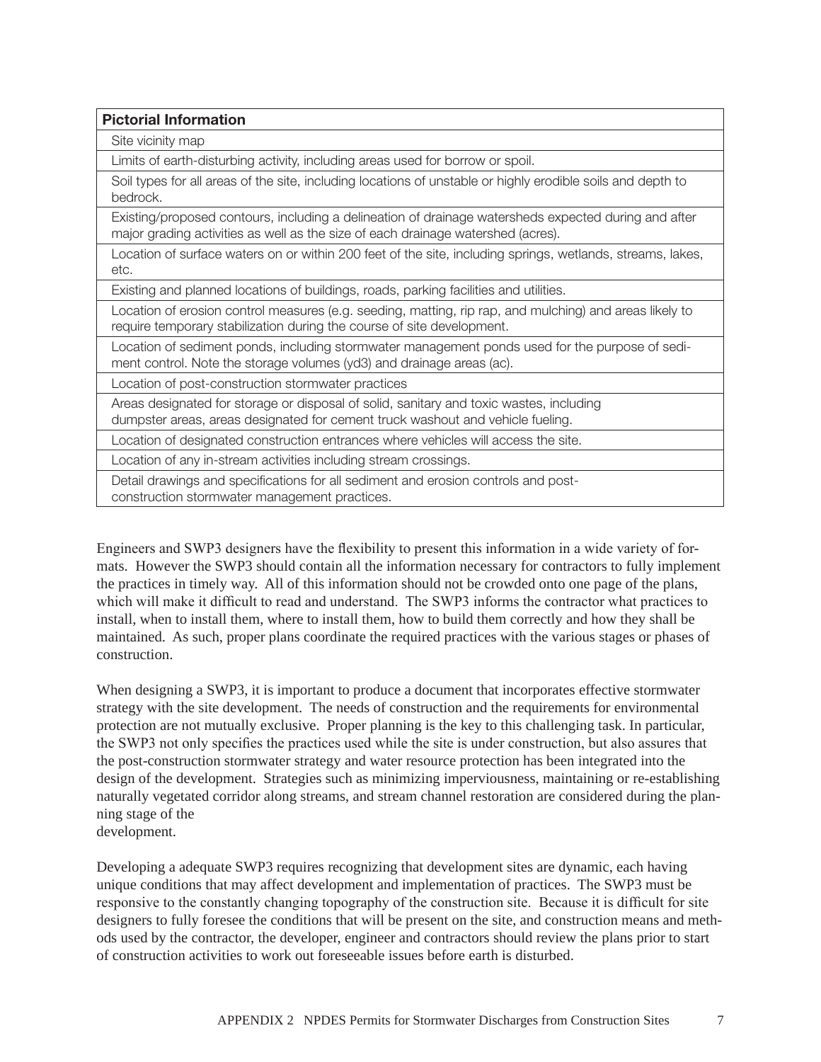| Pictorial Information |
| --- |
| Site vicinity map |
| Limits of earth-disturbing activity, including areas used for borrow or spoil. |
| Soil types for all areas of the site, including locations of unstable or highly erodible soils and depth to bedrock. |
| Existing/proposed contours, including a delineation of drainage watersheds expected during and after major grading activities as well as the size of each drainage watershed (acres). |
| Location of surface waters on or within 200 feet of the site, including springs, wetlands, streams, lakes, etc. |
| Existing and planned locations of buildings, roads, parking facilities and utilities. |
| Location of erosion control measures (e.g. seeding, matting, rip rap, and mulching) and areas likely to require temporary stabilization during the course of site development. |
| Location of sediment ponds, including stormwater management ponds used for the purpose of sediment control. Note the storage volumes (yd3) and drainage areas (ac). |
| Location of post-construction stormwater practices |
| Areas designated for storage or disposal of solid, sanitary and toxic wastes, including dumpster areas, areas designated for cement truck washout and vehicle fueling. |
| Location of designated construction entrances where vehicles will access the site. |
| Location of any in-stream activities including stream crossings. |
| Detail drawings and specifications for all sediment and erosion controls and post-construction stormwater management practices. |

Engineers and SWP3 designers have the flexibility to present this information in a wide variety of formats. However the SWP3 should contain all the information necessary for contractors to fully implement the practices in timely way. All of this information should not be crowded onto one page of the plans, which will make it difficult to read and understand. The SWP3 informs the contractor what practices to install, when to install them, where to install them, how to build them correctly and how they shall be maintained. As such, proper plans coordinate the required practices with the various stages or phases of construction.

When designing a SWP3, it is important to produce a document that incorporates effective stormwater strategy with the site development. The needs of construction and the requirements for environmental protection are not mutually exclusive. Proper planning is the key to this challenging task. In particular, the SWP3 not only specifies the practices used while the site is under construction, but also assures that the post-construction stormwater strategy and water resource protection has been integrated into the design of the development. Strategies such as minimizing imperviousness, maintaining or re-establishing naturally vegetated corridor along streams, and stream channel restoration are considered during the planning stage of the development.

Developing a adequate SWP3 requires recognizing that development sites are dynamic, each having unique conditions that may affect development and implementation of practices. The SWP3 must be responsive to the constantly changing topography of the construction site. Because it is difficult for site designers to fully foresee the conditions that will be present on the site, and construction means and methods used by the contractor, the developer, engineer and contractors should review the plans prior to start of construction activities to work out foreseeable issues before earth is disturbed.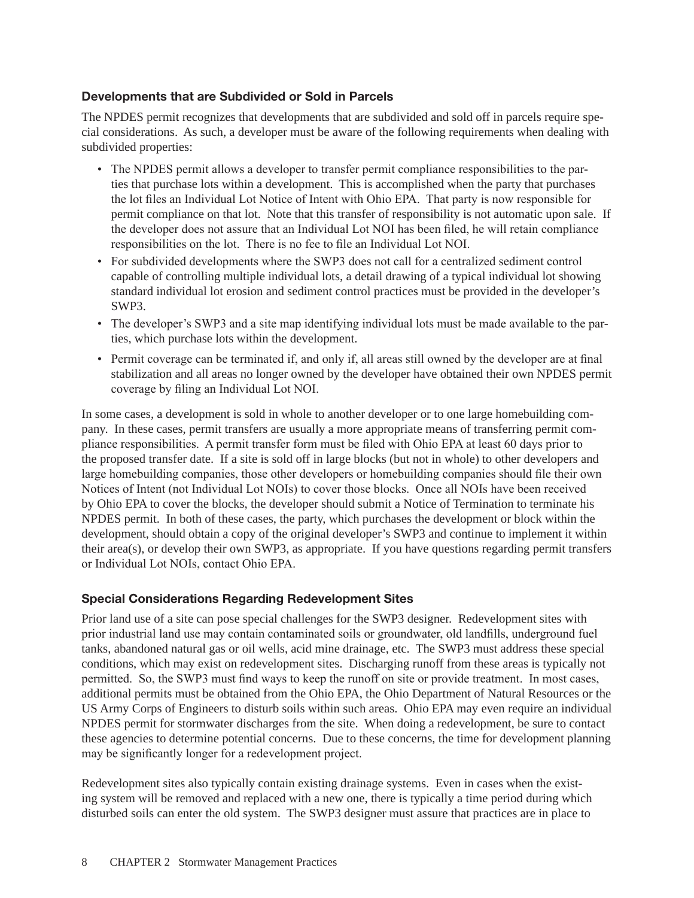### Developments that are Subdivided or Sold in Parcels

The NPDES permit recognizes that developments that are subdivided and sold off in parcels require special considerations. As such, a developer must be aware of the following requirements when dealing with subdivided properties:

- The NPDES permit allows a developer to transfer permit compliance responsibilities to the parties that purchase lots within a development. This is accomplished when the party that purchases the lot files an Individual Lot Notice of Intent with Ohio EPA. That party is now responsible for permit compliance on that lot. Note that this transfer of responsibility is not automatic upon sale. If the developer does not assure that an Individual Lot NOI has been filed, he will retain compliance responsibilities on the lot. There is no fee to file an Individual Lot NOI.
- For subdivided developments where the SWP3 does not call for a centralized sediment control capable of controlling multiple individual lots, a detail drawing of a typical individual lot showing standard individual lot erosion and sediment control practices must be provided in the developer's SWP3.
- The developer's SWP3 and a site map identifying individual lots must be made available to the parties, which purchase lots within the development.
- Permit coverage can be terminated if, and only if, all areas still owned by the developer are at final stabilization and all areas no longer owned by the developer have obtained their own NPDES permit coverage by filing an Individual Lot NOI.

In some cases, a development is sold in whole to another developer or to one large homebuilding company. In these cases, permit transfers are usually a more appropriate means of transferring permit compliance responsibilities. A permit transfer form must be filed with Ohio EPA at least 60 days prior to the proposed transfer date. If a site is sold off in large blocks (but not in whole) to other developers and large homebuilding companies, those other developers or homebuilding companies should file their own Notices of Intent (not Individual Lot NOIs) to cover those blocks. Once all NOIs have been received by Ohio EPA to cover the blocks, the developer should submit a Notice of Termination to terminate his NPDES permit. In both of these cases, the party, which purchases the development or block within the development, should obtain a copy of the original developer's SWP3 and continue to implement it within their area(s), or develop their own SWP3, as appropriate. If you have questions regarding permit transfers or Individual Lot NOIs, contact Ohio EPA.

### Special Considerations Regarding Redevelopment Sites

Prior land use of a site can pose special challenges for the SWP3 designer. Redevelopment sites with prior industrial land use may contain contaminated soils or groundwater, old landfills, underground fuel tanks, abandoned natural gas or oil wells, acid mine drainage, etc. The SWP3 must address these special conditions, which may exist on redevelopment sites. Discharging runoff from these areas is typically not permitted. So, the SWP3 must find ways to keep the runoff on site or provide treatment. In most cases, additional permits must be obtained from the Ohio EPA, the Ohio Department of Natural Resources or the US Army Corps of Engineers to disturb soils within such areas. Ohio EPA may even require an individual NPDES permit for stormwater discharges from the site. When doing a redevelopment, be sure to contact these agencies to determine potential concerns. Due to these concerns, the time for development planning may be significantly longer for a redevelopment project.

Redevelopment sites also typically contain existing drainage systems. Even in cases when the existing system will be removed and replaced with a new one, there is typically a time period during which disturbed soils can enter the old system. The SWP3 designer must assure that practices are in place to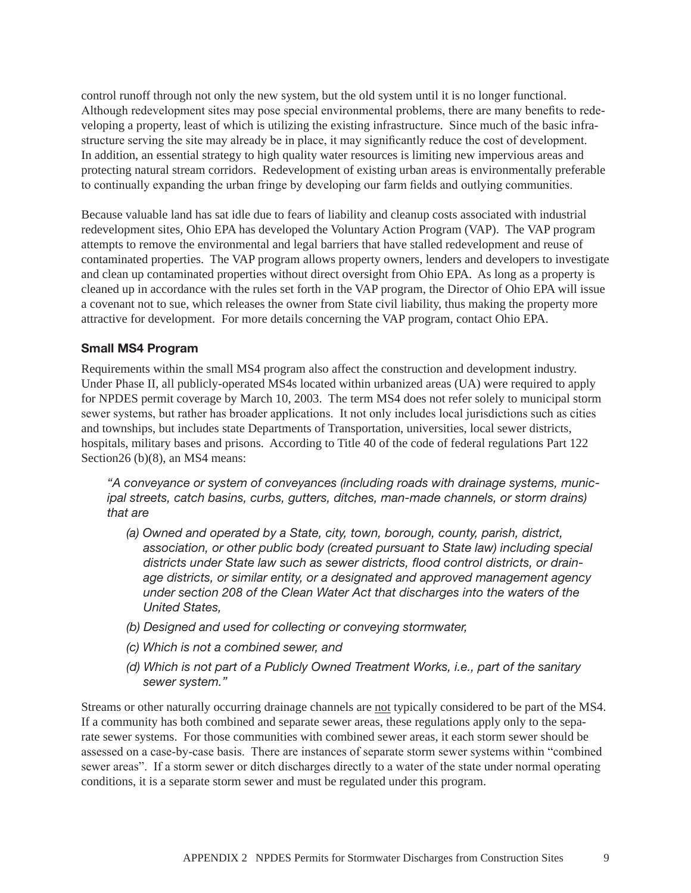control runoff through not only the new system, but the old system until it is no longer functional. Although redevelopment sites may pose special environmental problems, there are many benefits to redeveloping a property, least of which is utilizing the existing infrastructure. Since much of the basic infrastructure serving the site may already be in place, it may significantly reduce the cost of development. In addition, an essential strategy to high quality water resources is limiting new impervious areas and protecting natural stream corridors. Redevelopment of existing urban areas is environmentally preferable to continually expanding the urban fringe by developing our farm fields and outlying communities.

Because valuable land has sat idle due to fears of liability and cleanup costs associated with industrial redevelopment sites, Ohio EPA has developed the Voluntary Action Program (VAP). The VAP program attempts to remove the environmental and legal barriers that have stalled redevelopment and reuse of contaminated properties. The VAP program allows property owners, lenders and developers to investigate and clean up contaminated properties without direct oversight from Ohio EPA. As long as a property is cleaned up in accordance with the rules set forth in the VAP program, the Director of Ohio EPA will issue a covenant not to sue, which releases the owner from State civil liability, thus making the property more attractive for development. For more details concerning the VAP program, contact Ohio EPA.

### Small MS4 Program

Requirements within the small MS4 program also affect the construction and development industry. Under Phase II, all publicly-operated MS4s located within urbanized areas (UA) were required to apply for NPDES permit coverage by March 10, 2003. The term MS4 does not refer solely to municipal storm sewer systems, but rather has broader applications. It not only includes local jurisdictions such as cities and townships, but includes state Departments of Transportation, universities, local sewer districts, hospitals, military bases and prisons. According to Title 40 of the code of federal regulations Part 122 Section26 (b)(8), an MS4 means:

> *"A conveyance or system of conveyances (including roads with drainage systems, municipal streets, catch basins, curbs, gutters, ditches, man-made channels, or storm drains) that are*
>
> *(a) Owned and operated by a State, city, town, borough, county, parish, district, association, or other public body (created pursuant to State law) including special districts under State law such as sewer districts, flood control districts, or drainage districts, or similar entity, or a designated and approved management agency under section 208 of the Clean Water Act that discharges into the waters of the United States,*
>
> *(b) Designed and used for collecting or conveying stormwater,*
>
> *(c) Which is not a combined sewer, and*
>
> *(d) Which is not part of a Publicly Owned Treatment Works, i.e., part of the sanitary sewer system."*

Streams or other naturally occurring drainage channels are not typically considered to be part of the MS4. If a community has both combined and separate sewer areas, these regulations apply only to the separate sewer systems. For those communities with combined sewer areas, it each storm sewer should be assessed on a case-by-case basis. There are instances of separate storm sewer systems within "combined sewer areas". If a storm sewer or ditch discharges directly to a water of the state under normal operating conditions, it is a separate storm sewer and must be regulated under this program.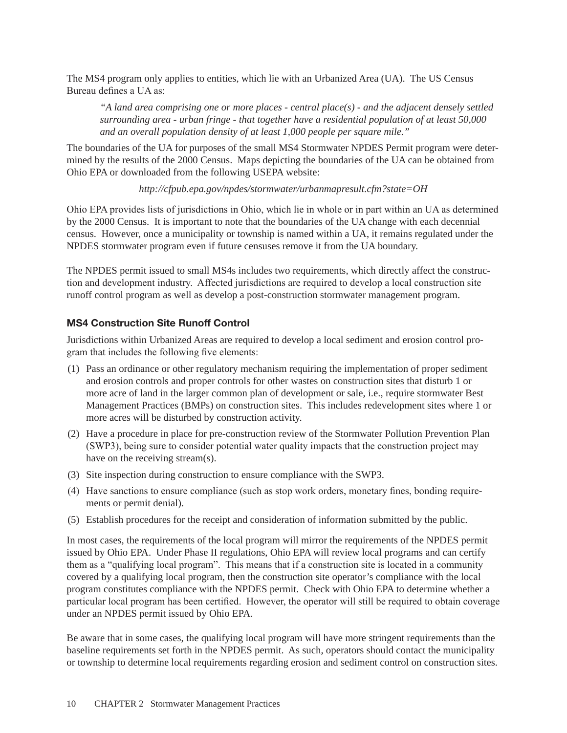The MS4 program only applies to entities, which lie with an Urbanized Area (UA). The US Census Bureau defines a UA as:

> *"A land area comprising one or more places - central place(s) - and the adjacent densely settled surrounding area - urban fringe - that together have a residential population of at least 50,000 and an overall population density of at least 1,000 people per square mile."*

The boundaries of the UA for purposes of the small MS4 Stormwater NPDES Permit program were determined by the results of the 2000 Census. Maps depicting the boundaries of the UA can be obtained from Ohio EPA or downloaded from the following USEPA website:

*http://cfpub.epa.gov/npdes/stormwater/urbanmapresult.cfm?state=OH*

Ohio EPA provides lists of jurisdictions in Ohio, which lie in whole or in part within an UA as determined by the 2000 Census. It is important to note that the boundaries of the UA change with each decennial census. However, once a municipality or township is named within a UA, it remains regulated under the NPDES stormwater program even if future censuses remove it from the UA boundary.

The NPDES permit issued to small MS4s includes two requirements, which directly affect the construction and development industry. Affected jurisdictions are required to develop a local construction site runoff control program as well as develop a post-construction stormwater management program.

### MS4 Construction Site Runoff Control

Jurisdictions within Urbanized Areas are required to develop a local sediment and erosion control program that includes the following five elements:

(1) Pass an ordinance or other regulatory mechanism requiring the implementation of proper sediment and erosion controls and proper controls for other wastes on construction sites that disturb 1 or more acre of land in the larger common plan of development or sale, i.e., require stormwater Best Management Practices (BMPs) on construction sites. This includes redevelopment sites where 1 or more acres will be disturbed by construction activity.

(2) Have a procedure in place for pre-construction review of the Stormwater Pollution Prevention Plan (SWP3), being sure to consider potential water quality impacts that the construction project may have on the receiving stream(s).

(3) Site inspection during construction to ensure compliance with the SWP3.

(4) Have sanctions to ensure compliance (such as stop work orders, monetary fines, bonding requirements or permit denial).

(5) Establish procedures for the receipt and consideration of information submitted by the public.

In most cases, the requirements of the local program will mirror the requirements of the NPDES permit issued by Ohio EPA. Under Phase II regulations, Ohio EPA will review local programs and can certify them as a "qualifying local program". This means that if a construction site is located in a community covered by a qualifying local program, then the construction site operator's compliance with the local program constitutes compliance with the NPDES permit. Check with Ohio EPA to determine whether a particular local program has been certified. However, the operator will still be required to obtain coverage under an NPDES permit issued by Ohio EPA.

Be aware that in some cases, the qualifying local program will have more stringent requirements than the baseline requirements set forth in the NPDES permit. As such, operators should contact the municipality or township to determine local requirements regarding erosion and sediment control on construction sites.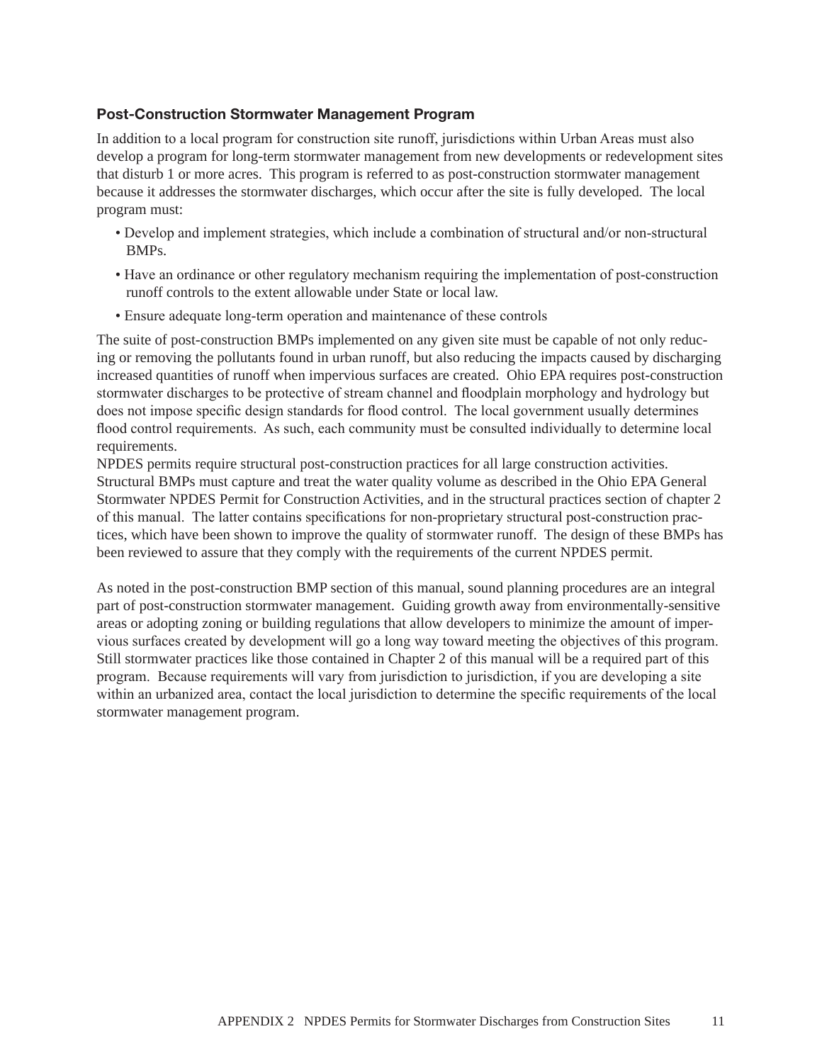### Post-Construction Stormwater Management Program

In addition to a local program for construction site runoff, jurisdictions within Urban Areas must also develop a program for long-term stormwater management from new developments or redevelopment sites that disturb 1 or more acres. This program is referred to as post-construction stormwater management because it addresses the stormwater discharges, which occur after the site is fully developed. The local program must:

- Develop and implement strategies, which include a combination of structural and/or non-structural BMPs.
- Have an ordinance or other regulatory mechanism requiring the implementation of post-construction runoff controls to the extent allowable under State or local law.
- Ensure adequate long-term operation and maintenance of these controls

The suite of post-construction BMPs implemented on any given site must be capable of not only reducing or removing the pollutants found in urban runoff, but also reducing the impacts caused by discharging increased quantities of runoff when impervious surfaces are created. Ohio EPA requires post-construction stormwater discharges to be protective of stream channel and floodplain morphology and hydrology but does not impose specific design standards for flood control. The local government usually determines flood control requirements. As such, each community must be consulted individually to determine local requirements.

NPDES permits require structural post-construction practices for all large construction activities. Structural BMPs must capture and treat the water quality volume as described in the Ohio EPA General Stormwater NPDES Permit for Construction Activities, and in the structural practices section of chapter 2 of this manual. The latter contains specifications for non-proprietary structural post-construction practices, which have been shown to improve the quality of stormwater runoff. The design of these BMPs has been reviewed to assure that they comply with the requirements of the current NPDES permit.

As noted in the post-construction BMP section of this manual, sound planning procedures are an integral part of post-construction stormwater management. Guiding growth away from environmentally-sensitive areas or adopting zoning or building regulations that allow developers to minimize the amount of impervious surfaces created by development will go a long way toward meeting the objectives of this program. Still stormwater practices like those contained in Chapter 2 of this manual will be a required part of this program. Because requirements will vary from jurisdiction to jurisdiction, if you are developing a site within an urbanized area, contact the local jurisdiction to determine the specific requirements of the local stormwater management program.